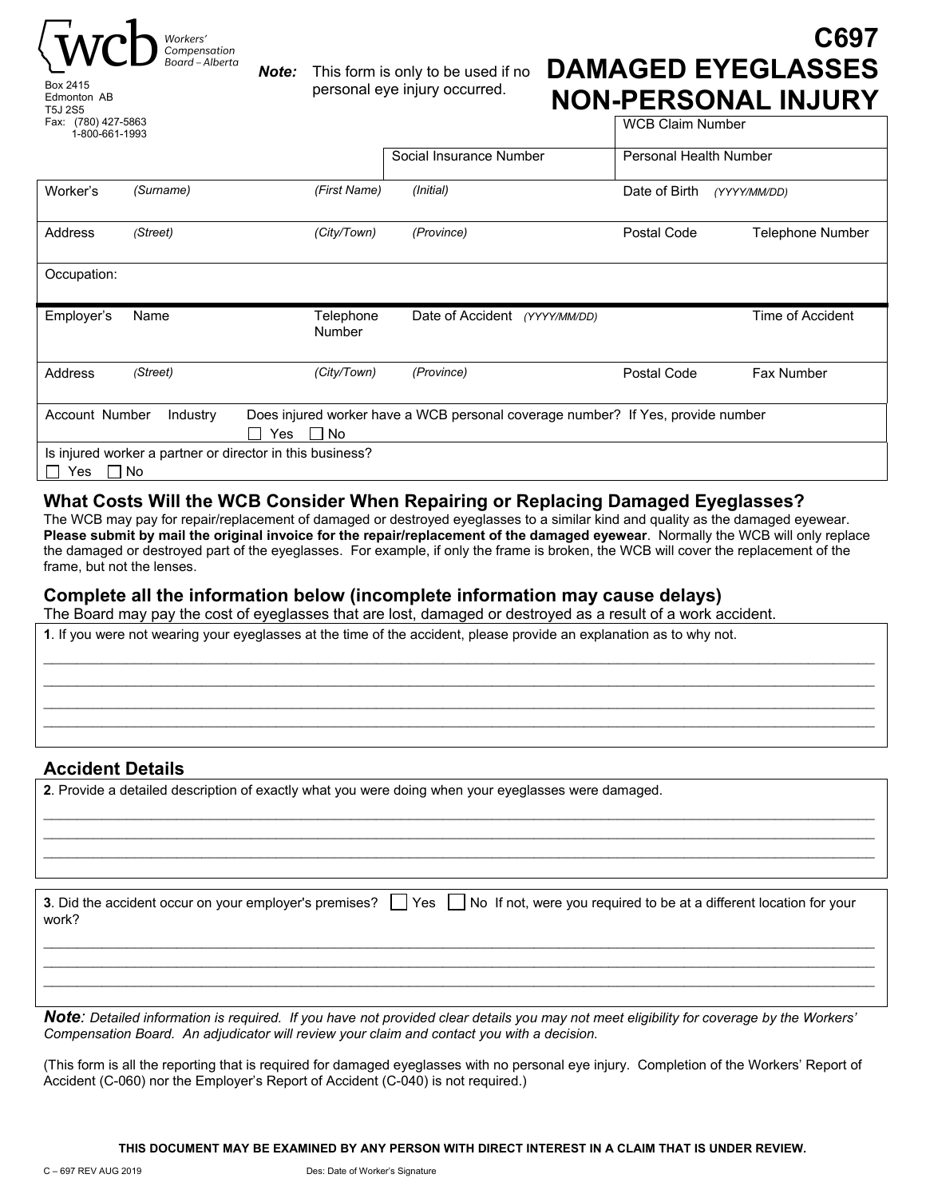wcb Workers' Compensation Board – Alberta

Box 2415
Edmonton AB
T5J 2S5
Fax: (780) 427-5863
1-800-661-1993

**Note:** This form is only to be used if no personal eye injury occurred.

# C697 DAMAGED EYEGLASSES NON-PERSONAL INJURY

| | | WCB Claim Number | |
|---|---|---|---|
| | Social Insurance Number | Personal Health Number | |
| Worker's *(Surname)* *(First Name)* | *(Initial)* | Date of Birth *(YYYY/MM/DD)* | |
| Address *(Street)* *(City/Town)* | *(Province)* | Postal Code | Telephone Number |
| Occupation: | | | |
| Employer's Name Telephone Number | Date of Accident *(YYYY/MM/DD)* | | Time of Accident |
| Address *(Street)* *(City/Town)* | *(Province)* | Postal Code | Fax Number |
| Account Number Industry | Does injured worker have a WCB personal coverage number? If Yes, provide number ☐ Yes ☐ No | | |
| Is injured worker a partner or director in this business? ☐ Yes ☐ No | | | |

## What Costs Will the WCB Consider When Repairing or Replacing Damaged Eyeglasses?

The WCB may pay for repair/replacement of damaged or destroyed eyeglasses to a similar kind and quality as the damaged eyewear. **Please submit by mail the original invoice for the repair/replacement of the damaged eyewear**. Normally the WCB will only replace the damaged or destroyed part of the eyeglasses. For example, if only the frame is broken, the WCB will cover the replacement of the frame, but not the lenses.

## Complete all the information below (incomplete information may cause delays)

The Board may pay the cost of eyeglasses that are lost, damaged or destroyed as a result of a work accident.

**1**. If you were not wearing your eyeglasses at the time of the accident, please provide an explanation as to why not.

______________________________________________________________________________
______________________________________________________________________________
______________________________________________________________________________
______________________________________________________________________________

## Accident Details

**2**. Provide a detailed description of exactly what you were doing when your eyeglasses were damaged.

______________________________________________________________________________
______________________________________________________________________________
______________________________________________________________________________

**3**. Did the accident occur on your employer's premises? ☐ Yes ☐ No If not, were you required to be at a different location for your work?

______________________________________________________________________________
______________________________________________________________________________
______________________________________________________________________________

***Note**: Detailed information is required. If you have not provided clear details you may not meet eligibility for coverage by the Workers' Compensation Board. An adjudicator will review your claim and contact you with a decision.*

(This form is all the reporting that is required for damaged eyeglasses with no personal eye injury. Completion of the Workers' Report of Accident (C-060) nor the Employer's Report of Accident (C-040) is not required.)

**THIS DOCUMENT MAY BE EXAMINED BY ANY PERSON WITH DIRECT INTEREST IN A CLAIM THAT IS UNDER REVIEW.**

C – 697 REV AUG 2019 Des: Date of Worker's Signature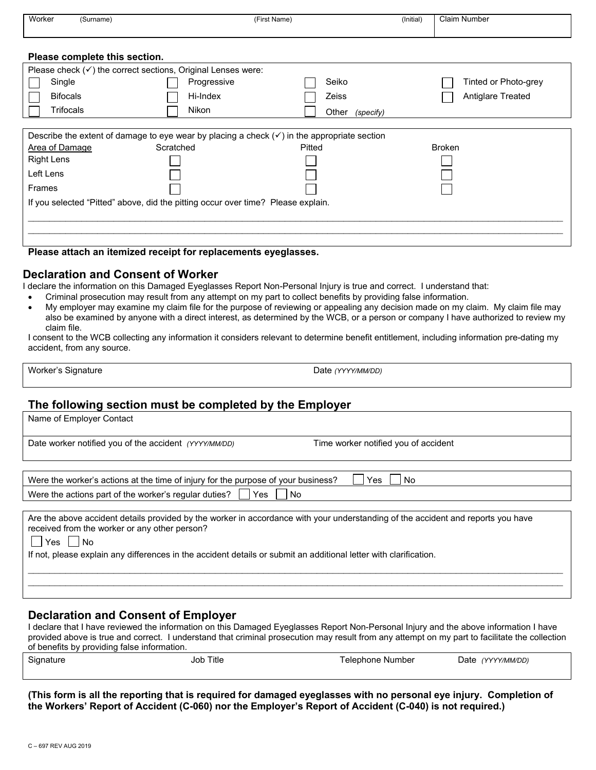| Worker (Surname) | (First Name) | (Initial) | Claim Number |
|---|---|---|---|
| | | | |

**Please complete this section.**

Please check (✓) the correct sections, Original Lenses were:

| | | | |
|---|---|---|---|
| ☐ Single | ☐ Progressive | ☐ Seiko | ☐ Tinted or Photo-grey |
| ☐ Bifocals | ☐ Hi-Index | ☐ Zeiss | ☐ Antiglare Treated |
| ☐ Trifocals | ☐ Nikon | ☐ Other *(specify)* | |

Describe the extent of damage to eye wear by placing a check (✓) in the appropriate section

| Area of Damage | Scratched | Pitted | Broken |
|---|---|---|---|
| Right Lens | ☐ | ☐ | ☐ |
| Left Lens | ☐ | ☐ | ☐ |
| Frames | ☐ | ☐ | ☐ |

If you selected "Pitted" above, did the pitting occur over time? Please explain.

\_\_\_\_\_\_\_\_\_\_\_\_\_\_\_\_\_\_\_\_\_\_\_\_\_\_\_\_\_\_\_\_\_\_\_\_\_\_\_\_\_\_\_\_\_\_\_\_\_\_\_\_\_\_\_\_

\_\_\_\_\_\_\_\_\_\_\_\_\_\_\_\_\_\_\_\_\_\_\_\_\_\_\_\_\_\_\_\_\_\_\_\_\_\_\_\_\_\_\_\_\_\_\_\_\_\_\_\_\_\_\_\_

**Please attach an itemized receipt for replacements eyeglasses.**

## Declaration and Consent of Worker

I declare the information on this Damaged Eyeglasses Report Non-Personal Injury is true and correct. I understand that:

- Criminal prosecution may result from any attempt on my part to collect benefits by providing false information.
- My employer may examine my claim file for the purpose of reviewing or appealing any decision made on my claim. My claim file may also be examined by anyone with a direct interest, as determined by the WCB, or a person or company I have authorized to review my claim file.

I consent to the WCB collecting any information it considers relevant to determine benefit entitlement, including information pre-dating my accident, from any source.

| Worker's Signature | Date *(YYYY/MM/DD)* |
|---|---|
| | |

## The following section must be completed by the Employer

Name of Employer Contact

| Date worker notified you of the accident *(YYYY/MM/DD)* | Time worker notified you of accident |
|---|---|
| | |

Were the worker's actions at the time of injury for the purpose of your business? ☐ Yes ☐ No

Were the actions part of the worker's regular duties? ☐ Yes ☐ No

Are the above accident details provided by the worker in accordance with your understanding of the accident and reports you have received from the worker or any other person?

☐ Yes ☐ No

If not, please explain any differences in the accident details or submit an additional letter with clarification.

\_\_\_\_\_\_\_\_\_\_\_\_\_\_\_\_\_\_\_\_\_\_\_\_\_\_\_\_\_\_\_\_\_\_\_\_\_\_\_\_\_\_\_\_\_\_\_\_\_\_\_\_\_\_\_\_

\_\_\_\_\_\_\_\_\_\_\_\_\_\_\_\_\_\_\_\_\_\_\_\_\_\_\_\_\_\_\_\_\_\_\_\_\_\_\_\_\_\_\_\_\_\_\_\_\_\_\_\_\_\_\_\_

## Declaration and Consent of Employer

I declare that I have reviewed the information on this Damaged Eyeglasses Report Non-Personal Injury and the above information I have provided above is true and correct. I understand that criminal prosecution may result from any attempt on my part to facilitate the collection of benefits by providing false information.

| Signature | Job Title | Telephone Number | Date *(YYYY/MM/DD)* |
|---|---|---|---|
| | | | |

**(This form is all the reporting that is required for damaged eyeglasses with no personal eye injury. Completion of the Workers' Report of Accident (C-060) nor the Employer's Report of Accident (C-040) is not required.)**

C – 697 REV AUG 2019